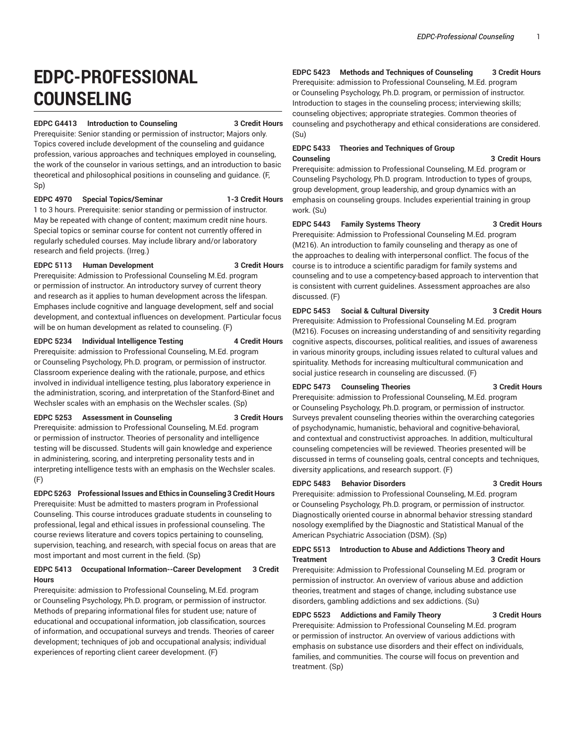# EDPC-PROFESSIONAL COUNSELING

**EDPC G4413 Introduction to Counseling 3 Credit Hours**

Prerequisite: Senior standing or permission of instructor; Majors only. Topics covered include development of the counseling and guidance profession, various approaches and techniques employed in counseling, the work of the counselor in various settings, and an introduction to basic theoretical and philosophical positions in counseling and guidance. (F, Sp)

**EDPC 4970 Special Topics/Seminar 1-3 Credit Hours**

1 to 3 hours. Prerequisite: senior standing or permission of instructor. May be repeated with change of content; maximum credit nine hours. Special topics or seminar course for content not currently offered in regularly scheduled courses. May include library and/or laboratory research and field projects. (Irreg.)

**EDPC 5113 Human Development 3 Credit Hours**

Prerequisite: Admission to Professional Counseling M.Ed. program or permission of instructor. An introductory survey of current theory and research as it applies to human development across the lifespan. Emphases include cognitive and language development, self and social development, and contextual influences on development. Particular focus will be on human development as related to counseling. (F)

**EDPC 5234 Individual Intelligence Testing 4 Credit Hours**

Prerequisite: admission to Professional Counseling, M.Ed. program or Counseling Psychology, Ph.D. program, or permission of instructor. Classroom experience dealing with the rationale, purpose, and ethics involved in individual intelligence testing, plus laboratory experience in the administration, scoring, and interpretation of the Stanford-Binet and Wechsler scales with an emphasis on the Wechsler scales. (Sp)

**EDPC 5253 Assessment in Counseling 3 Credit Hours**

Prerequisite: admission to Professional Counseling, M.Ed. program or permission of instructor. Theories of personality and intelligence testing will be discussed. Students will gain knowledge and experience in administering, scoring, and interpreting personality tests and in interpreting intelligence tests with an emphasis on the Wechsler scales. (F)

**EDPC 5263 Professional Issues and Ethics in Counseling 3 Credit Hours**

Prerequisite: Must be admitted to masters program in Professional Counseling. This course introduces graduate students in counseling to professional, legal and ethical issues in professional counseling. The course reviews literature and covers topics pertaining to counseling, supervision, teaching, and research, with special focus on areas that are most important and most current in the field. (Sp)

**EDPC 5413 Occupational Information--Career Development 3 Credit Hours**

Prerequisite: admission to Professional Counseling, M.Ed. program or Counseling Psychology, Ph.D. program, or permission of instructor. Methods of preparing informational files for student use; nature of educational and occupational information, job classification, sources of information, and occupational surveys and trends. Theories of career development; techniques of job and occupational analysis; individual experiences of reporting client career development. (F)

**EDPC 5423 Methods and Techniques of Counseling 3 Credit Hours**

Prerequisite: admission to Professional Counseling, M.Ed. program or Counseling Psychology, Ph.D. program, or permission of instructor. Introduction to stages in the counseling process; interviewing skills; counseling objectives; appropriate strategies. Common theories of counseling and psychotherapy and ethical considerations are considered. (Su)

**EDPC 5433 Theories and Techniques of Group Counseling 3 Credit Hours**

Prerequisite: admission to Professional Counseling, M.Ed. program or Counseling Psychology, Ph.D. program. Introduction to types of groups, group development, group leadership, and group dynamics with an emphasis on counseling groups. Includes experiential training in group work. (Su)

**EDPC 5443 Family Systems Theory 3 Credit Hours**

Prerequisite: Admission to Professional Counseling M.Ed. program (M216). An introduction to family counseling and therapy as one of the approaches to dealing with interpersonal conflict. The focus of the course is to introduce a scientific paradigm for family systems and counseling and to use a competency-based approach to intervention that is consistent with current guidelines. Assessment approaches are also discussed. (F)

**EDPC 5453 Social & Cultural Diversity 3 Credit Hours**

Prerequisite: Admission to Professional Counseling M.Ed. program (M216). Focuses on increasing understanding of and sensitivity regarding cognitive aspects, discourses, political realities, and issues of awareness in various minority groups, including issues related to cultural values and spirituality. Methods for increasing multicultural communication and social justice research in counseling are discussed. (F)

**EDPC 5473 Counseling Theories 3 Credit Hours**

Prerequisite: admission to Professional Counseling, M.Ed. program or Counseling Psychology, Ph.D. program, or permission of instructor. Surveys prevalent counseling theories within the overarching categories of psychodynamic, humanistic, behavioral and cognitive-behavioral, and contextual and constructivist approaches. In addition, multicultural counseling competencies will be reviewed. Theories presented will be discussed in terms of counseling goals, central concepts and techniques, diversity applications, and research support. (F)

**EDPC 5483 Behavior Disorders 3 Credit Hours**

Prerequisite: admission to Professional Counseling, M.Ed. program or Counseling Psychology, Ph.D. program, or permission of instructor. Diagnostically oriented course in abnormal behavior stressing standard nosology exemplified by the Diagnostic and Statistical Manual of the American Psychiatric Association (DSM). (Sp)

**EDPC 5513 Introduction to Abuse and Addictions Theory and Treatment 3 Credit Hours**

Prerequisite: Admission to Professional Counseling M.Ed. program or permission of instructor. An overview of various abuse and addiction theories, treatment and stages of change, including substance use disorders, gambling addictions and sex addictions. (Su)

**EDPC 5523 Addictions and Family Theory 3 Credit Hours**

Prerequisite: Admission to Professional Counseling M.Ed. program or permission of instructor. An overview of various addictions with emphasis on substance use disorders and their effect on individuals, families, and communities. The course will focus on prevention and treatment. (Sp)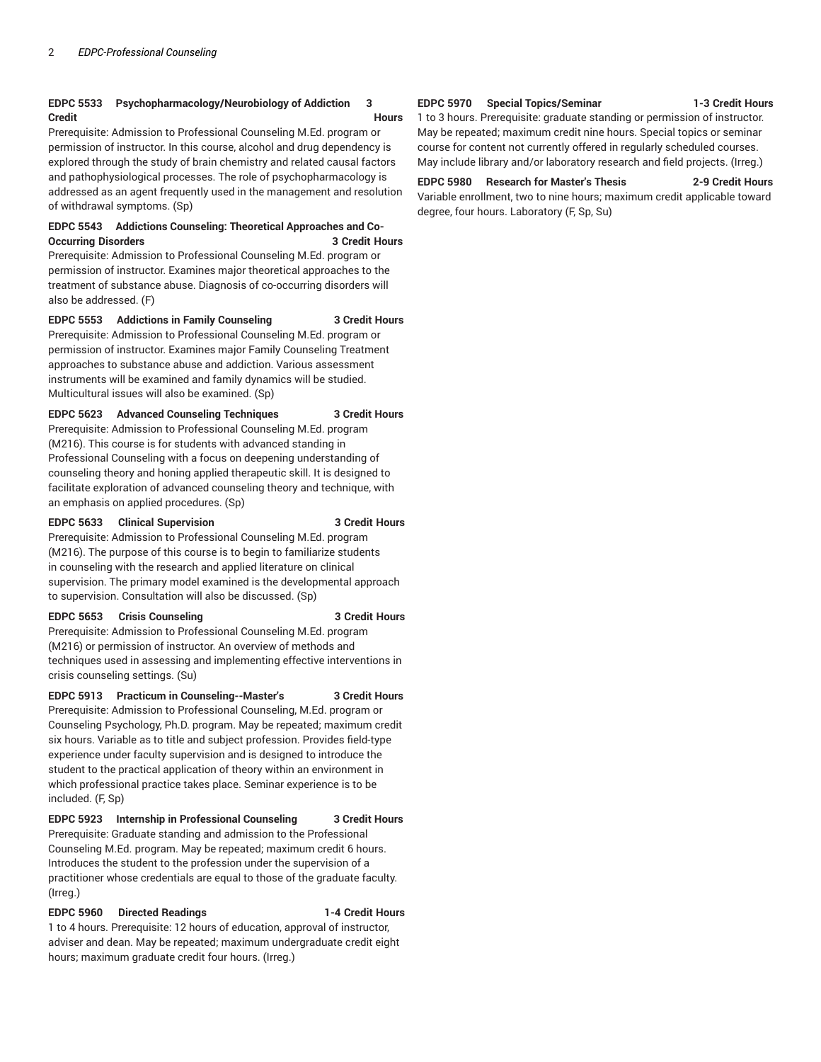**EDPC 5533 Psychopharmacology/Neurobiology of Addiction 3 Credit Hours**

Prerequisite: Admission to Professional Counseling M.Ed. program or permission of instructor. In this course, alcohol and drug dependency is explored through the study of brain chemistry and related causal factors and pathophysiological processes. The role of psychopharmacology is addressed as an agent frequently used in the management and resolution of withdrawal symptoms. (Sp)

**EDPC 5543 Addictions Counseling: Theoretical Approaches and Co-Occurring Disorders 3 Credit Hours**

Prerequisite: Admission to Professional Counseling M.Ed. program or permission of instructor. Examines major theoretical approaches to the treatment of substance abuse. Diagnosis of co-occurring disorders will also be addressed. (F)

**EDPC 5553 Addictions in Family Counseling 3 Credit Hours**

Prerequisite: Admission to Professional Counseling M.Ed. program or permission of instructor. Examines major Family Counseling Treatment approaches to substance abuse and addiction. Various assessment instruments will be examined and family dynamics will be studied. Multicultural issues will also be examined. (Sp)

**EDPC 5623 Advanced Counseling Techniques 3 Credit Hours**

Prerequisite: Admission to Professional Counseling M.Ed. program (M216). This course is for students with advanced standing in Professional Counseling with a focus on deepening understanding of counseling theory and honing applied therapeutic skill. It is designed to facilitate exploration of advanced counseling theory and technique, with an emphasis on applied procedures. (Sp)

**EDPC 5633 Clinical Supervision 3 Credit Hours**

Prerequisite: Admission to Professional Counseling M.Ed. program (M216). The purpose of this course is to begin to familiarize students in counseling with the research and applied literature on clinical supervision. The primary model examined is the developmental approach to supervision. Consultation will also be discussed. (Sp)

**EDPC 5653 Crisis Counseling 3 Credit Hours**

Prerequisite: Admission to Professional Counseling M.Ed. program (M216) or permission of instructor. An overview of methods and techniques used in assessing and implementing effective interventions in crisis counseling settings. (Su)

**EDPC 5913 Practicum in Counseling--Master's 3 Credit Hours**

Prerequisite: Admission to Professional Counseling, M.Ed. program or Counseling Psychology, Ph.D. program. May be repeated; maximum credit six hours. Variable as to title and subject profession. Provides field-type experience under faculty supervision and is designed to introduce the student to the practical application of theory within an environment in which professional practice takes place. Seminar experience is to be included. (F, Sp)

**EDPC 5923 Internship in Professional Counseling 3 Credit Hours**

Prerequisite: Graduate standing and admission to the Professional Counseling M.Ed. program. May be repeated; maximum credit 6 hours. Introduces the student to the profession under the supervision of a practitioner whose credentials are equal to those of the graduate faculty. (Irreg.)

**EDPC 5960 Directed Readings 1-4 Credit Hours**

1 to 4 hours. Prerequisite: 12 hours of education, approval of instructor, adviser and dean. May be repeated; maximum undergraduate credit eight hours; maximum graduate credit four hours. (Irreg.)

**EDPC 5970 Special Topics/Seminar 1-3 Credit Hours**

1 to 3 hours. Prerequisite: graduate standing or permission of instructor. May be repeated; maximum credit nine hours. Special topics or seminar course for content not currently offered in regularly scheduled courses. May include library and/or laboratory research and field projects. (Irreg.)

**EDPC 5980 Research for Master's Thesis 2-9 Credit Hours**

Variable enrollment, two to nine hours; maximum credit applicable toward degree, four hours. Laboratory (F, Sp, Su)